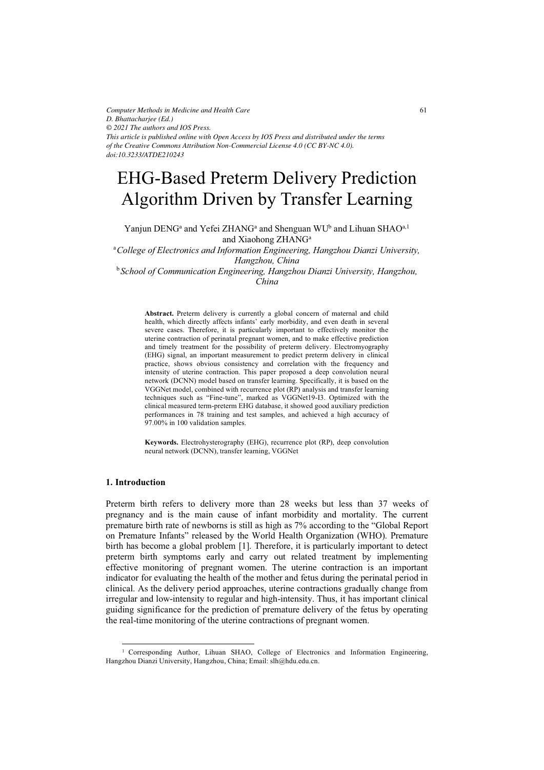*Computer Methods in Medicine and Health Care*
*D. Bhattacharjee (Ed.)*
*© 2021 The authors and IOS Press.*
*This article is published online with Open Access by IOS Press and distributed under the terms of the Creative Commons Attribution Non-Commercial License 4.0 (CC BY-NC 4.0).*
*doi:10.3233/ATDE210243*

# EHG-Based Preterm Delivery Prediction Algorithm Driven by Transfer Learning

Yanjun DENG[a] and Yefei ZHANG[a] and Shenguan WU[b] and Lihuan SHAO[a,1] and Xiaohong ZHANG[a]

[a] *College of Electronics and Information Engineering, Hangzhou Dianzi University, Hangzhou, China*

[b] *School of Communication Engineering, Hangzhou Dianzi University, Hangzhou, China*

**Abstract.** Preterm delivery is currently a global concern of maternal and child health, which directly affects infants' early morbidity, and even death in several severe cases. Therefore, it is particularly important to effectively monitor the uterine contraction of perinatal pregnant women, and to make effective prediction and timely treatment for the possibility of preterm delivery. Electromyography (EHG) signal, an important measurement to predict preterm delivery in clinical practice, shows obvious consistency and correlation with the frequency and intensity of uterine contraction. This paper proposed a deep convolution neural network (DCNN) model based on transfer learning. Specifically, it is based on the VGGNet model, combined with recurrence plot (RP) analysis and transfer learning techniques such as "Fine-tune", marked as VGGNet19-I3. Optimized with the clinical measured term-preterm EHG database, it showed good auxiliary prediction performances in 78 training and test samples, and achieved a high accuracy of 97.00% in 100 validation samples.

**Keywords.** Electrohysterography (EHG), recurrence plot (RP), deep convolution neural network (DCNN), transfer learning, VGGNet

## 1. Introduction

Preterm birth refers to delivery more than 28 weeks but less than 37 weeks of pregnancy and is the main cause of infant morbidity and mortality. The current premature birth rate of newborns is still as high as 7% according to the "Global Report on Premature Infants" released by the World Health Organization (WHO). Premature birth has become a global problem [1]. Therefore, it is particularly important to detect preterm birth symptoms early and carry out related treatment by implementing effective monitoring of pregnant women. The uterine contraction is an important indicator for evaluating the health of the mother and fetus during the perinatal period in clinical. As the delivery period approaches, uterine contractions gradually change from irregular and low-intensity to regular and high-intensity. Thus, it has important clinical guiding significance for the prediction of premature delivery of the fetus by operating the real-time monitoring of the uterine contractions of pregnant women.

[1] Corresponding Author, Lihuan SHAO, College of Electronics and Information Engineering, Hangzhou Dianzi University, Hangzhou, China; Email: slh@hdu.edu.cn.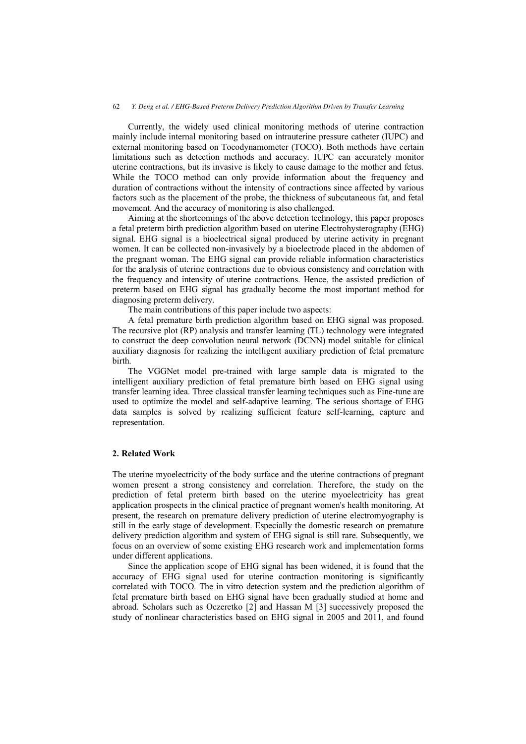Currently, the widely used clinical monitoring methods of uterine contraction mainly include internal monitoring based on intrauterine pressure catheter (IUPC) and external monitoring based on Tocodynamometer (TOCO). Both methods have certain limitations such as detection methods and accuracy. IUPC can accurately monitor uterine contractions, but its invasive is likely to cause damage to the mother and fetus. While the TOCO method can only provide information about the frequency and duration of contractions without the intensity of contractions since affected by various factors such as the placement of the probe, the thickness of subcutaneous fat, and fetal movement. And the accuracy of monitoring is also challenged.

Aiming at the shortcomings of the above detection technology, this paper proposes a fetal preterm birth prediction algorithm based on uterine Electrohysterography (EHG) signal. EHG signal is a bioelectrical signal produced by uterine activity in pregnant women. It can be collected non-invasively by a bioelectrode placed in the abdomen of the pregnant woman. The EHG signal can provide reliable information characteristics for the analysis of uterine contractions due to obvious consistency and correlation with the frequency and intensity of uterine contractions. Hence, the assisted prediction of preterm based on EHG signal has gradually become the most important method for diagnosing preterm delivery.

The main contributions of this paper include two aspects:

A fetal premature birth prediction algorithm based on EHG signal was proposed. The recursive plot (RP) analysis and transfer learning (TL) technology were integrated to construct the deep convolution neural network (DCNN) model suitable for clinical auxiliary diagnosis for realizing the intelligent auxiliary prediction of fetal premature birth.

The VGGNet model pre-trained with large sample data is migrated to the intelligent auxiliary prediction of fetal premature birth based on EHG signal using transfer learning idea. Three classical transfer learning techniques such as Fine-tune are used to optimize the model and self-adaptive learning. The serious shortage of EHG data samples is solved by realizing sufficient feature self-learning, capture and representation.

## 2. Related Work

The uterine myoelectricity of the body surface and the uterine contractions of pregnant women present a strong consistency and correlation. Therefore, the study on the prediction of fetal preterm birth based on the uterine myoelectricity has great application prospects in the clinical practice of pregnant women's health monitoring. At present, the research on premature delivery prediction of uterine electromyography is still in the early stage of development. Especially the domestic research on premature delivery prediction algorithm and system of EHG signal is still rare. Subsequently, we focus on an overview of some existing EHG research work and implementation forms under different applications.

Since the application scope of EHG signal has been widened, it is found that the accuracy of EHG signal used for uterine contraction monitoring is significantly correlated with TOCO. The in vitro detection system and the prediction algorithm of fetal premature birth based on EHG signal have been gradually studied at home and abroad. Scholars such as Oczeretko [2] and Hassan M [3] successively proposed the study of nonlinear characteristics based on EHG signal in 2005 and 2011, and found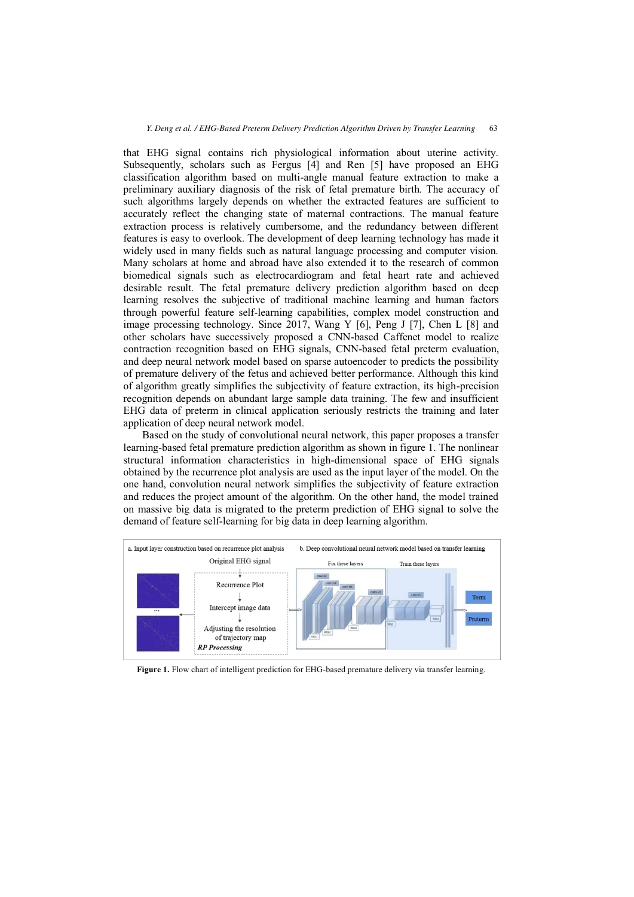that EHG signal contains rich physiological information about uterine activity. Subsequently, scholars such as Fergus [4] and Ren [5] have proposed an EHG classification algorithm based on multi-angle manual feature extraction to make a preliminary auxiliary diagnosis of the risk of fetal premature birth. The accuracy of such algorithms largely depends on whether the extracted features are sufficient to accurately reflect the changing state of maternal contractions. The manual feature extraction process is relatively cumbersome, and the redundancy between different features is easy to overlook. The development of deep learning technology has made it widely used in many fields such as natural language processing and computer vision. Many scholars at home and abroad have also extended it to the research of common biomedical signals such as electrocardiogram and fetal heart rate and achieved desirable result. The fetal premature delivery prediction algorithm based on deep learning resolves the subjective of traditional machine learning and human factors through powerful feature self-learning capabilities, complex model construction and image processing technology. Since 2017, Wang Y [6], Peng J [7], Chen L [8] and other scholars have successively proposed a CNN-based Caffenet model to realize contraction recognition based on EHG signals, CNN-based fetal preterm evaluation, and deep neural network model based on sparse autoencoder to predicts the possibility of premature delivery of the fetus and achieved better performance. Although this kind of algorithm greatly simplifies the subjectivity of feature extraction, its high-precision recognition depends on abundant large sample data training. The few and insufficient EHG data of preterm in clinical application seriously restricts the training and later application of deep neural network model.

Based on the study of convolutional neural network, this paper proposes a transfer learning-based fetal premature prediction algorithm as shown in figure 1. The nonlinear structural information characteristics in high-dimensional space of EHG signals obtained by the recurrence plot analysis are used as the input layer of the model. On the one hand, convolution neural network simplifies the subjectivity of feature extraction and reduces the project amount of the algorithm. On the other hand, the model trained on massive big data is migrated to the preterm prediction of EHG signal to solve the demand of feature self-learning for big data in deep learning algorithm.

**Figure 1.** Flow chart of intelligent prediction for EHG-based premature delivery via transfer learning.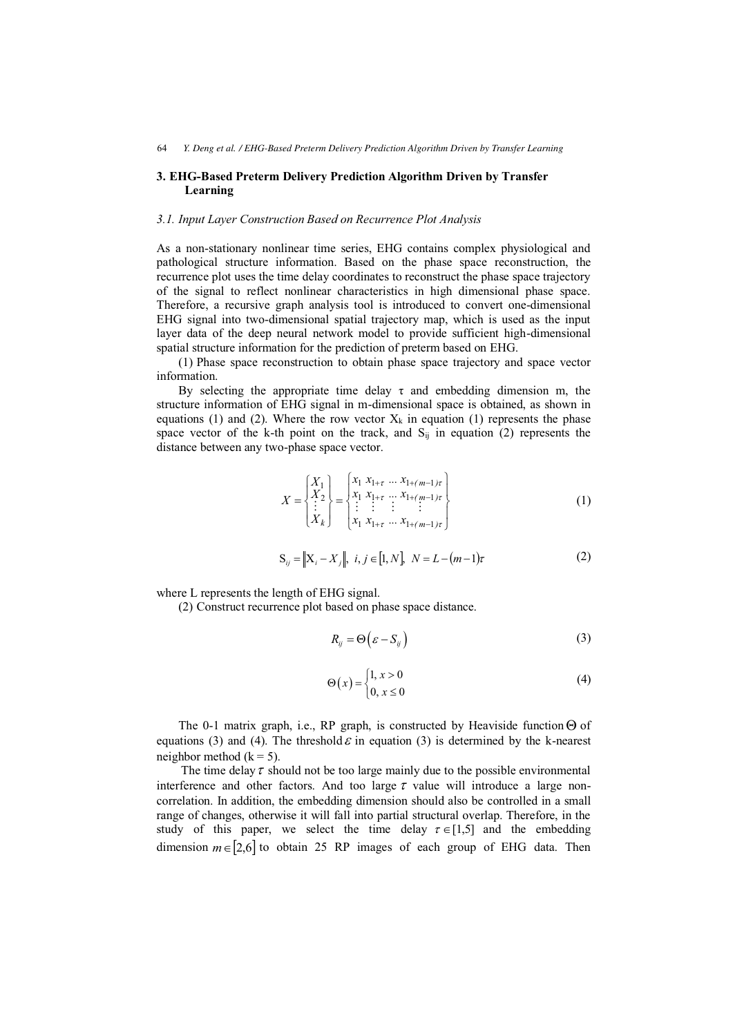## 3. EHG-Based Preterm Delivery Prediction Algorithm Driven by Transfer Learning

### *3.1. Input Layer Construction Based on Recurrence Plot Analysis*

As a non-stationary nonlinear time series, EHG contains complex physiological and pathological structure information. Based on the phase space reconstruction, the recurrence plot uses the time delay coordinates to reconstruct the phase space trajectory of the signal to reflect nonlinear characteristics in high dimensional phase space. Therefore, a recursive graph analysis tool is introduced to convert one-dimensional EHG signal into two-dimensional spatial trajectory map, which is used as the input layer data of the deep neural network model to provide sufficient high-dimensional spatial structure information for the prediction of preterm based on EHG.

(1) Phase space reconstruction to obtain phase space trajectory and space vector information.

By selecting the appropriate time delay τ and embedding dimension m, the structure information of EHG signal in m-dimensional space is obtained, as shown in equations (1) and (2). Where the row vector $X_k$ in equation (1) represents the phase space vector of the k-th point on the track, and $S_{ij}$ in equation (2) represents the distance between any two-phase space vector.

$$X = \begin{Bmatrix} X_1 \\ X_2 \\ \vdots \\ X_k \end{Bmatrix} = \begin{Bmatrix} x_1 & x_{1+\tau} & \cdots & x_{1+(m-1)\tau} \\ x_1 & x_{1+\tau} & \cdots & x_{1+(m-1)\tau} \\ \vdots & \vdots & \vdots & \vdots \\ x_1 & x_{1+\tau} & \cdots & x_{1+(m-1)\tau} \end{Bmatrix} \tag{1}$$

$$S_{ij} = \left\| X_i - X_j \right\|,\ i, j \in [1, N],\ N = L - (m-1)\tau \tag{2}$$

where L represents the length of EHG signal.

(2) Construct recurrence plot based on phase space distance.

$$R_{ij} = \Theta\left(\varepsilon - S_{ij}\right) \tag{3}$$

$$\Theta(x) = \begin{cases} 1, & x > 0 \\ 0, & x \le 0 \end{cases} \tag{4}$$

The 0-1 matrix graph, i.e., RP graph, is constructed by Heaviside function $\Theta$ of equations (3) and (4). The threshold $\varepsilon$ in equation (3) is determined by the k-nearest neighbor method (k = 5).

The time delay $\tau$ should not be too large mainly due to the possible environmental interference and other factors. And too large $\tau$ value will introduce a large non-correlation. In addition, the embedding dimension should also be controlled in a small range of changes, otherwise it will fall into partial structural overlap. Therefore, in the study of this paper, we select the time delay $\tau \in [1,5]$ and the embedding dimension $m \in [2,6]$ to obtain 25 RP images of each group of EHG data. Then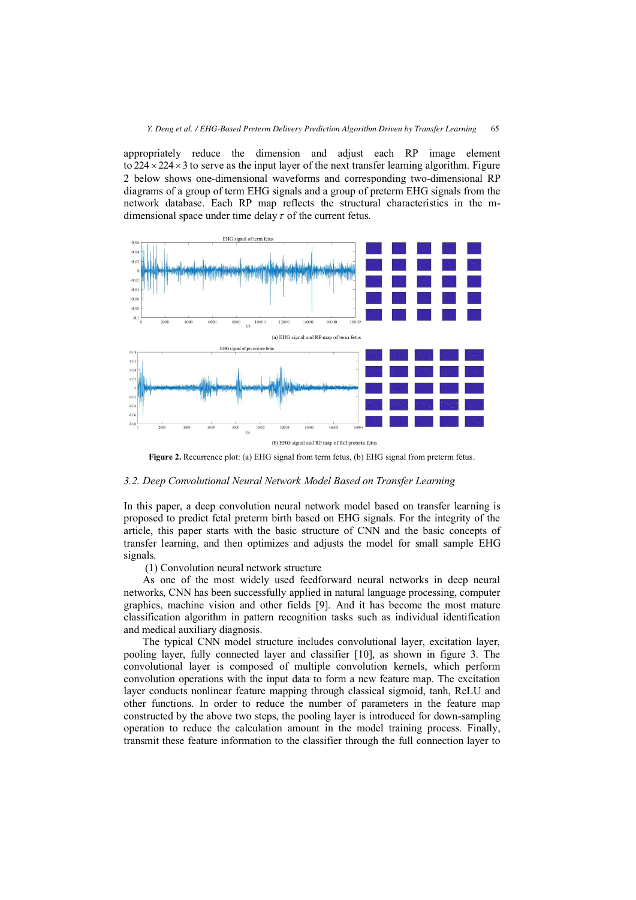appropriately reduce the dimension and adjust each RP image element to $224 \times 224 \times 3$ to serve as the input layer of the next transfer learning algorithm. Figure 2 below shows one-dimensional waveforms and corresponding two-dimensional RP diagrams of a group of term EHG signals and a group of preterm EHG signals from the network database. Each RP map reflects the structural characteristics in the m-dimensional space under time delay $\tau$ of the current fetus.

(a) EHG signal and RP map of term fetus

(b) EHG signal and RP map of full preterm fetus

**Figure 2.** Recurrence plot: (a) EHG signal from term fetus, (b) EHG signal from preterm fetus.

### *3.2. Deep Convolutional Neural Network Model Based on Transfer Learning*

In this paper, a deep convolution neural network model based on transfer learning is proposed to predict fetal preterm birth based on EHG signals. For the integrity of the article, this paper starts with the basic structure of CNN and the basic concepts of transfer learning, and then optimizes and adjusts the model for small sample EHG signals.

(1) Convolution neural network structure

As one of the most widely used feedforward neural networks in deep neural networks, CNN has been successfully applied in natural language processing, computer graphics, machine vision and other fields [9]. And it has become the most mature classification algorithm in pattern recognition tasks such as individual identification and medical auxiliary diagnosis.

The typical CNN model structure includes convolutional layer, excitation layer, pooling layer, fully connected layer and classifier [10], as shown in figure 3. The convolutional layer is composed of multiple convolution kernels, which perform convolution operations with the input data to form a new feature map. The excitation layer conducts nonlinear feature mapping through classical sigmoid, tanh, ReLU and other functions. In order to reduce the number of parameters in the feature map constructed by the above two steps, the pooling layer is introduced for down-sampling operation to reduce the calculation amount in the model training process. Finally, transmit these feature information to the classifier through the full connection layer to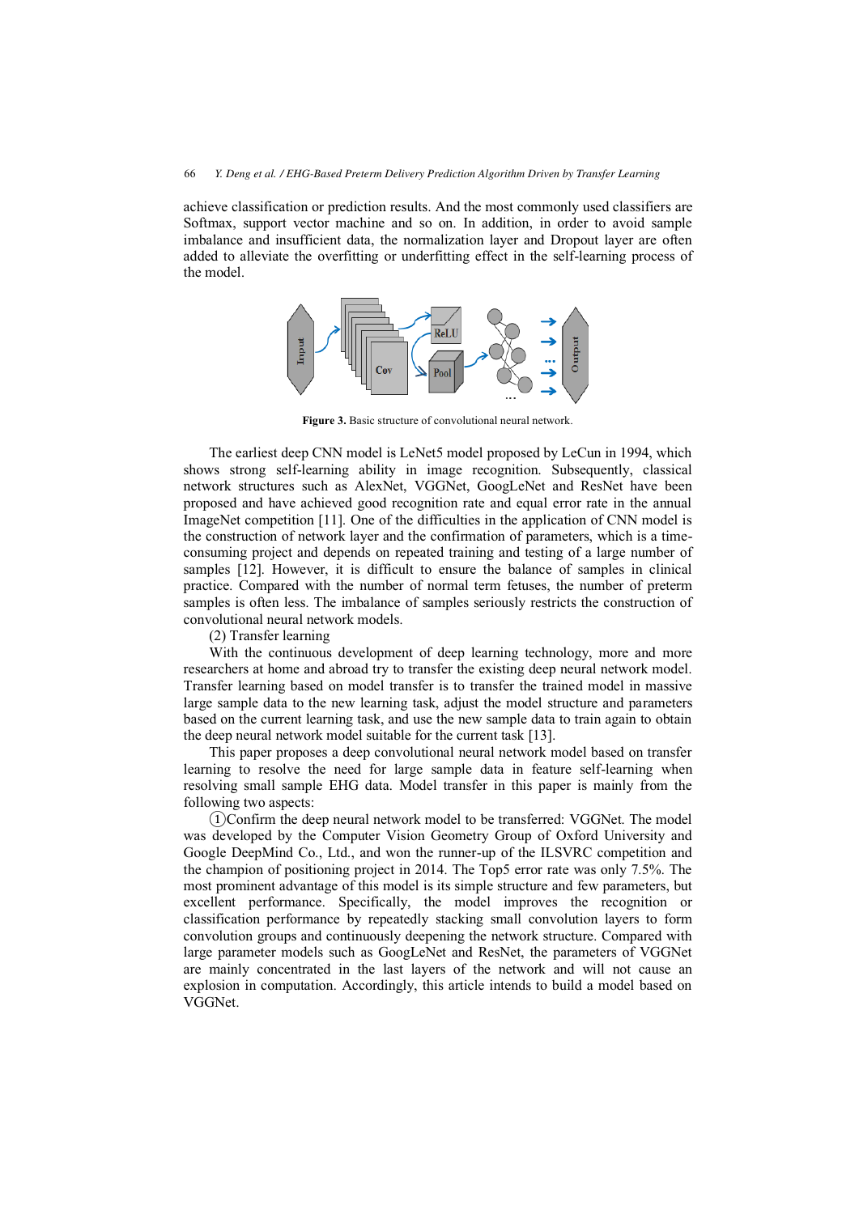achieve classification or prediction results. And the most commonly used classifiers are Softmax, support vector machine and so on. In addition, in order to avoid sample imbalance and insufficient data, the normalization layer and Dropout layer are often added to alleviate the overfitting or underfitting effect in the self-learning process of the model.

**Figure 3.** Basic structure of convolutional neural network.

The earliest deep CNN model is LeNet5 model proposed by LeCun in 1994, which shows strong self-learning ability in image recognition. Subsequently, classical network structures such as AlexNet, VGGNet, GoogLeNet and ResNet have been proposed and have achieved good recognition rate and equal error rate in the annual ImageNet competition [11]. One of the difficulties in the application of CNN model is the construction of network layer and the confirmation of parameters, which is a time-consuming project and depends on repeated training and testing of a large number of samples [12]. However, it is difficult to ensure the balance of samples in clinical practice. Compared with the number of normal term fetuses, the number of preterm samples is often less. The imbalance of samples seriously restricts the construction of convolutional neural network models.

(2) Transfer learning

With the continuous development of deep learning technology, more and more researchers at home and abroad try to transfer the existing deep neural network model. Transfer learning based on model transfer is to transfer the trained model in massive large sample data to the new learning task, adjust the model structure and parameters based on the current learning task, and use the new sample data to train again to obtain the deep neural network model suitable for the current task [13].

This paper proposes a deep convolutional neural network model based on transfer learning to resolve the need for large sample data in feature self-learning when resolving small sample EHG data. Model transfer in this paper is mainly from the following two aspects:

①Confirm the deep neural network model to be transferred: VGGNet. The model was developed by the Computer Vision Geometry Group of Oxford University and Google DeepMind Co., Ltd., and won the runner-up of the ILSVRC competition and the champion of positioning project in 2014. The Top5 error rate was only 7.5%. The most prominent advantage of this model is its simple structure and few parameters, but excellent performance. Specifically, the model improves the recognition or classification performance by repeatedly stacking small convolution layers to form convolution groups and continuously deepening the network structure. Compared with large parameter models such as GoogLeNet and ResNet, the parameters of VGGNet are mainly concentrated in the last layers of the network and will not cause an explosion in computation. Accordingly, this article intends to build a model based on VGGNet.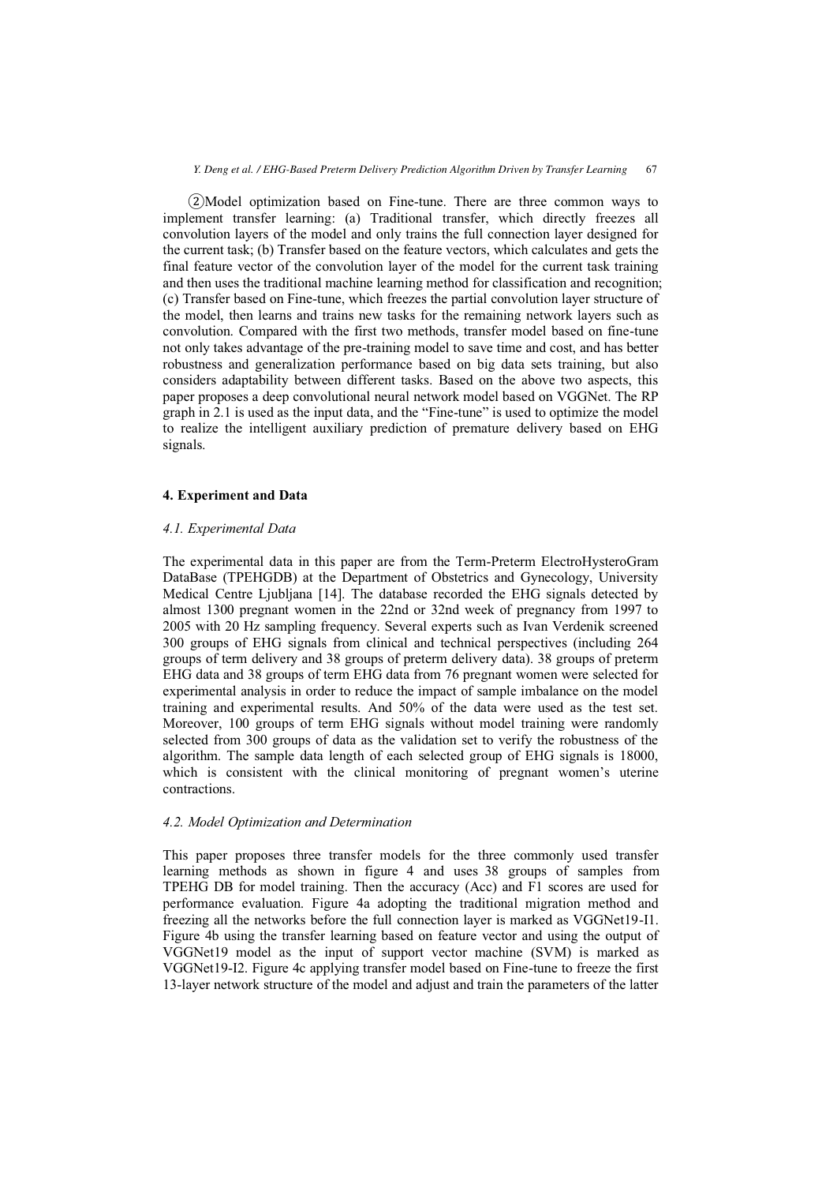②Model optimization based on Fine-tune. There are three common ways to implement transfer learning: (a) Traditional transfer, which directly freezes all convolution layers of the model and only trains the full connection layer designed for the current task; (b) Transfer based on the feature vectors, which calculates and gets the final feature vector of the convolution layer of the model for the current task training and then uses the traditional machine learning method for classification and recognition; (c) Transfer based on Fine-tune, which freezes the partial convolution layer structure of the model, then learns and trains new tasks for the remaining network layers such as convolution. Compared with the first two methods, transfer model based on fine-tune not only takes advantage of the pre-training model to save time and cost, and has better robustness and generalization performance based on big data sets training, but also considers adaptability between different tasks. Based on the above two aspects, this paper proposes a deep convolutional neural network model based on VGGNet. The RP graph in 2.1 is used as the input data, and the "Fine-tune" is used to optimize the model to realize the intelligent auxiliary prediction of premature delivery based on EHG signals.

## 4. Experiment and Data

### *4.1. Experimental Data*

The experimental data in this paper are from the Term-Preterm ElectroHysteroGram DataBase (TPEHGDB) at the Department of Obstetrics and Gynecology, University Medical Centre Ljubljana [14]. The database recorded the EHG signals detected by almost 1300 pregnant women in the 22nd or 32nd week of pregnancy from 1997 to 2005 with 20 Hz sampling frequency. Several experts such as Ivan Verdenik screened 300 groups of EHG signals from clinical and technical perspectives (including 264 groups of term delivery and 38 groups of preterm delivery data). 38 groups of preterm EHG data and 38 groups of term EHG data from 76 pregnant women were selected for experimental analysis in order to reduce the impact of sample imbalance on the model training and experimental results. And 50% of the data were used as the test set. Moreover, 100 groups of term EHG signals without model training were randomly selected from 300 groups of data as the validation set to verify the robustness of the algorithm. The sample data length of each selected group of EHG signals is 18000, which is consistent with the clinical monitoring of pregnant women's uterine contractions.

### *4.2. Model Optimization and Determination*

This paper proposes three transfer models for the three commonly used transfer learning methods as shown in figure 4 and uses 38 groups of samples from TPEHG DB for model training. Then the accuracy (Acc) and F1 scores are used for performance evaluation. Figure 4a adopting the traditional migration method and freezing all the networks before the full connection layer is marked as VGGNet19-I1. Figure 4b using the transfer learning based on feature vector and using the output of VGGNet19 model as the input of support vector machine (SVM) is marked as VGGNet19-I2. Figure 4c applying transfer model based on Fine-tune to freeze the first 13-layer network structure of the model and adjust and train the parameters of the latter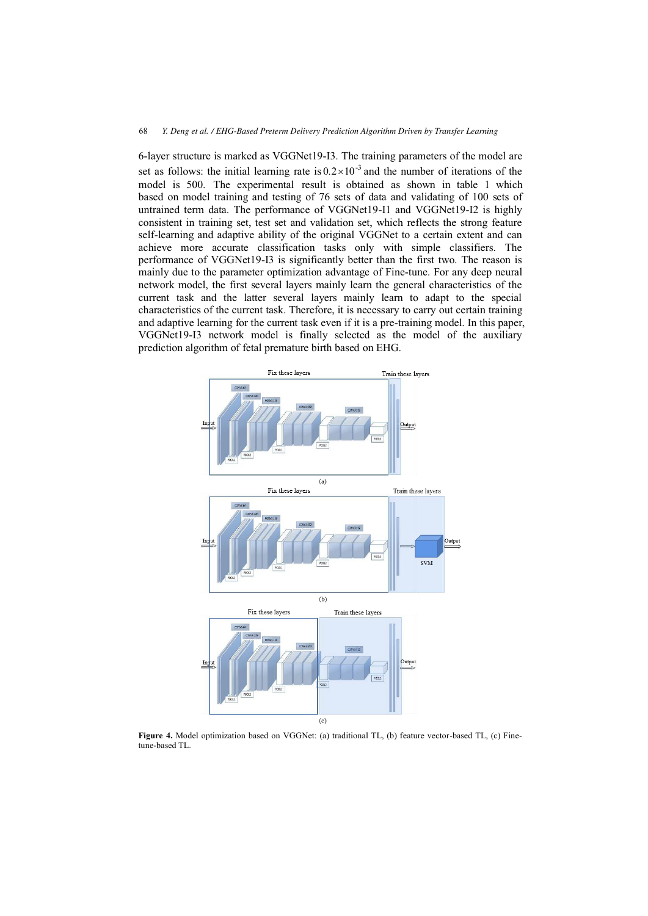6-layer structure is marked as VGGNet19-I3. The training parameters of the model are set as follows: the initial learning rate is $0.2\times10^{-3}$ and the number of iterations of the model is 500. The experimental result is obtained as shown in table 1 which based on model training and testing of 76 sets of data and validating of 100 sets of untrained term data. The performance of VGGNet19-I1 and VGGNet19-I2 is highly consistent in training set, test set and validation set, which reflects the strong feature self-learning and adaptive ability of the original VGGNet to a certain extent and can achieve more accurate classification tasks only with simple classifiers. The performance of VGGNet19-I3 is significantly better than the first two. The reason is mainly due to the parameter optimization advantage of Fine-tune. For any deep neural network model, the first several layers mainly learn the general characteristics of the current task and the latter several layers mainly learn to adapt to the special characteristics of the current task. Therefore, it is necessary to carry out certain training and adaptive learning for the current task even if it is a pre-training model. In this paper, VGGNet19-I3 network model is finally selected as the model of the auxiliary prediction algorithm of fetal premature birth based on EHG.

**Figure 4.** Model optimization based on VGGNet: (a) traditional TL, (b) feature vector-based TL, (c) Fine-tune-based TL.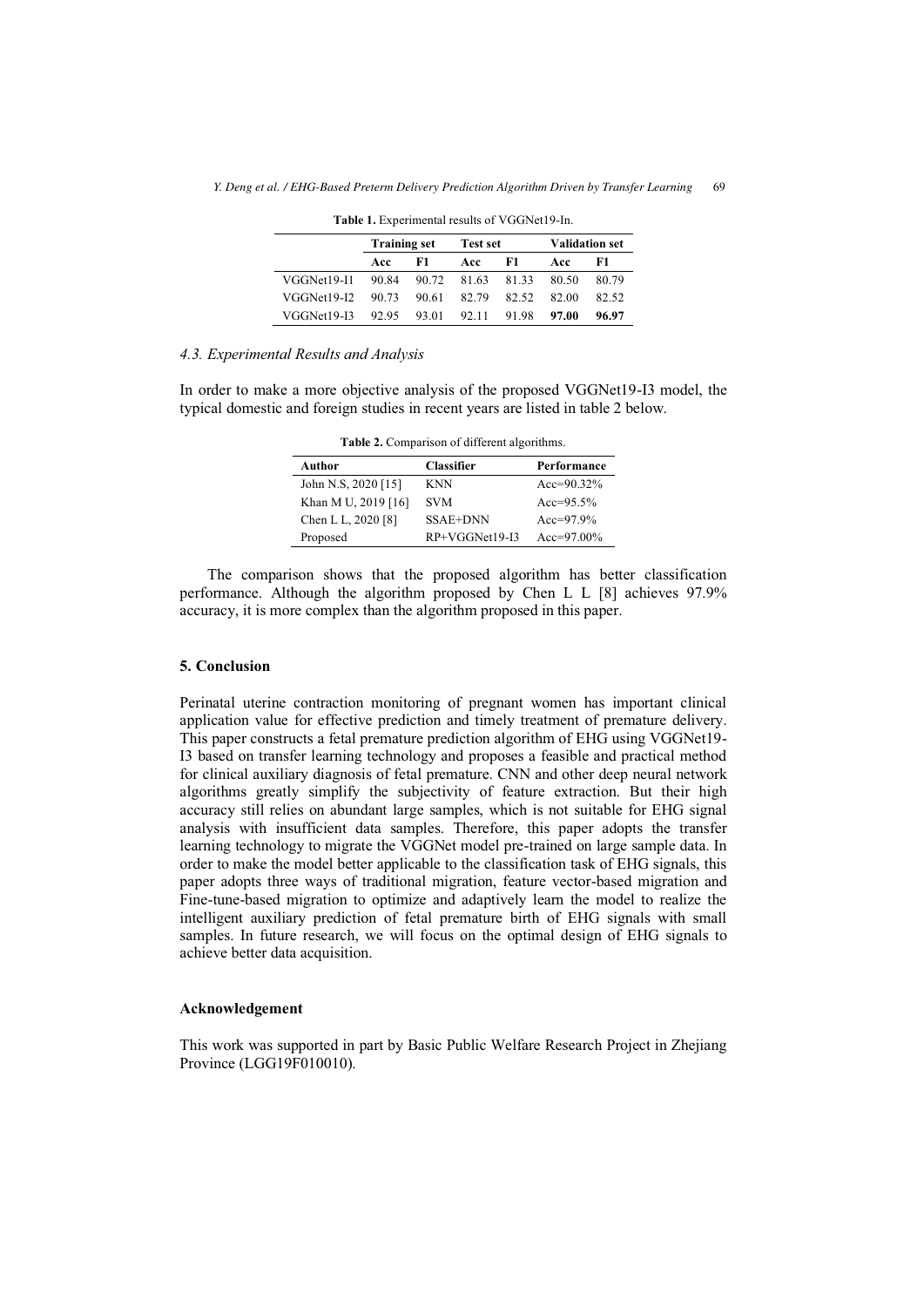**Table 1.** Experimental results of VGGNet19-In.

| | Training set | | Test set | | Validation set | |
|---|---|---|---|---|---|---|
| | Acc | F1 | Acc | F1 | Acc | F1 |
| VGGNet19-I1 | 90.84 | 90.72 | 81.63 | 81.33 | 80.50 | 80.79 |
| VGGNet19-I2 | 90.73 | 90.61 | 82.79 | 82.52 | 82.00 | 82.52 |
| VGGNet19-I3 | 92.95 | 93.01 | 92.11 | 91.98 | **97.00** | **96.97** |

### *4.3. Experimental Results and Analysis*

In order to make a more objective analysis of the proposed VGGNet19-I3 model, the typical domestic and foreign studies in recent years are listed in table 2 below.

**Table 2.** Comparison of different algorithms.

| Author | Classifier | Performance |
|---|---|---|
| John N.S, 2020 [15] | KNN | Acc=90.32% |
| Khan M U, 2019 [16] | SVM | Acc=95.5% |
| Chen L L, 2020 [8] | SSAE+DNN | Acc=97.9% |
| Proposed | RP+VGGNet19-I3 | Acc=97.00% |

The comparison shows that the proposed algorithm has better classification performance. Although the algorithm proposed by Chen L L [8] achieves 97.9% accuracy, it is more complex than the algorithm proposed in this paper.

## 5. Conclusion

Perinatal uterine contraction monitoring of pregnant women has important clinical application value for effective prediction and timely treatment of premature delivery. This paper constructs a fetal premature prediction algorithm of EHG using VGGNet19-I3 based on transfer learning technology and proposes a feasible and practical method for clinical auxiliary diagnosis of fetal premature. CNN and other deep neural network algorithms greatly simplify the subjectivity of feature extraction. But their high accuracy still relies on abundant large samples, which is not suitable for EHG signal analysis with insufficient data samples. Therefore, this paper adopts the transfer learning technology to migrate the VGGNet model pre-trained on large sample data. In order to make the model better applicable to the classification task of EHG signals, this paper adopts three ways of traditional migration, feature vector-based migration and Fine-tune-based migration to optimize and adaptively learn the model to realize the intelligent auxiliary prediction of fetal premature birth of EHG signals with small samples. In future research, we will focus on the optimal design of EHG signals to achieve better data acquisition.

## Acknowledgement

This work was supported in part by Basic Public Welfare Research Project in Zhejiang Province (LGG19F010010).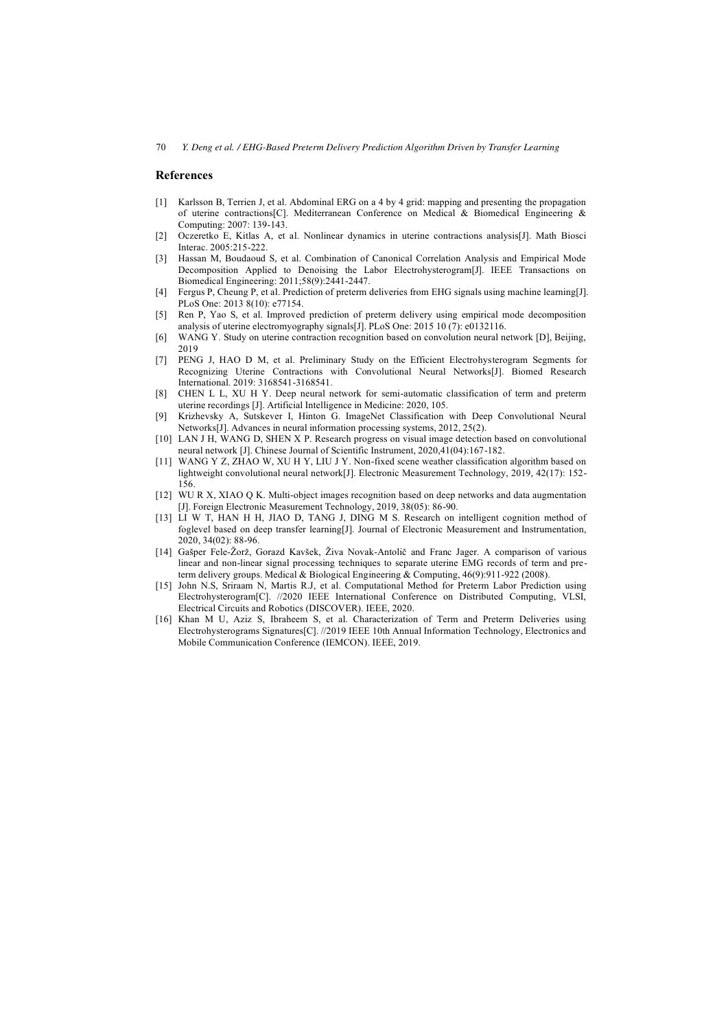## References

[1] Karlsson B, Terrien J, et al. Abdominal ERG on a 4 by 4 grid: mapping and presenting the propagation of uterine contractions[C]. Mediterranean Conference on Medical & Biomedical Engineering & Computing: 2007: 139-143.

[2] Oczeretko E, Kitlas A, et al. Nonlinear dynamics in uterine contractions analysis[J]. Math Biosci Interac. 2005:215-222.

[3] Hassan M, Boudaoud S, et al. Combination of Canonical Correlation Analysis and Empirical Mode Decomposition Applied to Denoising the Labor Electrohysterogram[J]. IEEE Transactions on Biomedical Engineering: 2011;58(9):2441-2447.

[4] Fergus P, Cheung P, et al. Prediction of preterm deliveries from EHG signals using machine learning[J]. PLoS One: 2013 8(10): e77154.

[5] Ren P, Yao S, et al. Improved prediction of preterm delivery using empirical mode decomposition analysis of uterine electromyography signals[J]. PLoS One: 2015 10 (7): e0132116.

[6] WANG Y. Study on uterine contraction recognition based on convolution neural network [D], Beijing, 2019

[7] PENG J, HAO D M, et al. Preliminary Study on the Efficient Electrohysterogram Segments for Recognizing Uterine Contractions with Convolutional Neural Networks[J]. Biomed Research International. 2019: 3168541-3168541.

[8] CHEN L L, XU H Y. Deep neural network for semi-automatic classification of term and preterm uterine recordings [J]. Artificial Intelligence in Medicine: 2020, 105.

[9] Krizhevsky A, Sutskever I, Hinton G. ImageNet Classification with Deep Convolutional Neural Networks[J]. Advances in neural information processing systems, 2012, 25(2).

[10] LAN J H, WANG D, SHEN X P. Research progress on visual image detection based on convolutional neural network [J]. Chinese Journal of Scientific Instrument, 2020,41(04):167-182.

[11] WANG Y Z, ZHAO W, XU H Y, LIU J Y. Non-fixed scene weather classification algorithm based on lightweight convolutional neural network[J]. Electronic Measurement Technology, 2019, 42(17): 152-156.

[12] WU R X, XIAO Q K. Multi-object images recognition based on deep networks and data augmentation [J]. Foreign Electronic Measurement Technology, 2019, 38(05): 86-90.

[13] LI W T, HAN H H, JIAO D, TANG J, DING M S. Research on intelligent cognition method of foglevel based on deep transfer learning[J]. Journal of Electronic Measurement and Instrumentation, 2020, 34(02): 88-96.

[14] Gašper Fele-Žorž, Gorazd Kavšek, Živa Novak-Antolič and Franc Jager. A comparison of various linear and non-linear signal processing techniques to separate uterine EMG records of term and pre-term delivery groups. Medical & Biological Engineering & Computing, 46(9):911-922 (2008).

[15] John N.S, Sriraam N, Martis R.J, et al. Computational Method for Preterm Labor Prediction using Electrohysterogram[C]. //2020 IEEE International Conference on Distributed Computing, VLSI, Electrical Circuits and Robotics (DISCOVER). IEEE, 2020.

[16] Khan M U, Aziz S, Ibraheem S, et al. Characterization of Term and Preterm Deliveries using Electrohysterograms Signatures[C]. //2019 IEEE 10th Annual Information Technology, Electronics and Mobile Communication Conference (IEMCON). IEEE, 2019.